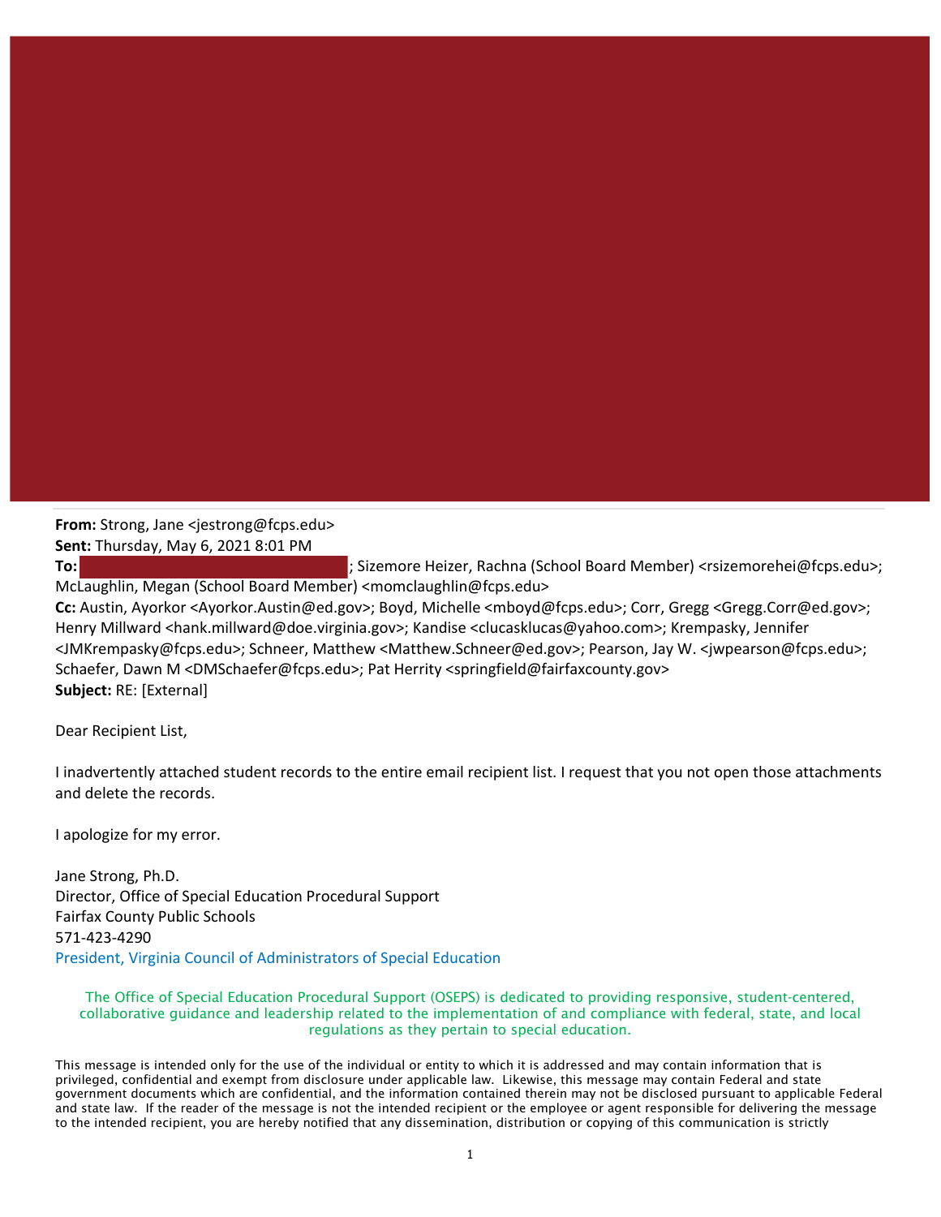**From:** Strong, Jane <jestrong@fcps.edu>
**Sent:** Thursday, May 6, 2021 8:01 PM
**To:** ; Sizemore Heizer, Rachna (School Board Member) <rsizemorehei@fcps.edu>; McLaughlin, Megan (School Board Member) <momclaughlin@fcps.edu>
**Cc:** Austin, Ayorkor <Ayorkor.Austin@ed.gov>; Boyd, Michelle <mboyd@fcps.edu>; Corr, Gregg <Gregg.Corr@ed.gov>; Henry Millward <hank.millward@doe.virginia.gov>; Kandise <clucasklucas@yahoo.com>; Krempasky, Jennifer <JMKrempasky@fcps.edu>; Schneer, Matthew <Matthew.Schneer@ed.gov>; Pearson, Jay W. <jwpearson@fcps.edu>; Schaefer, Dawn M <DMSchaefer@fcps.edu>; Pat Herrity <springfield@fairfaxcounty.gov>
**Subject:** RE: [External]

Dear Recipient List,

I inadvertently attached student records to the entire email recipient list. I request that you not open those attachments and delete the records.

I apologize for my error.

Jane Strong, Ph.D.
Director, Office of Special Education Procedural Support
Fairfax County Public Schools
571-423-4290
President, Virginia Council of Administrators of Special Education

The Office of Special Education Procedural Support (OSEPS) is dedicated to providing responsive, student-centered, collaborative guidance and leadership related to the implementation of and compliance with federal, state, and local regulations as they pertain to special education.

This message is intended only for the use of the individual or entity to which it is addressed and may contain information that is privileged, confidential and exempt from disclosure under applicable law. Likewise, this message may contain Federal and state government documents which are confidential, and the information contained therein may not be disclosed pursuant to applicable Federal and state law. If the reader of the message is not the intended recipient or the employee or agent responsible for delivering the message to the intended recipient, you are hereby notified that any dissemination, distribution or copying of this communication is strictly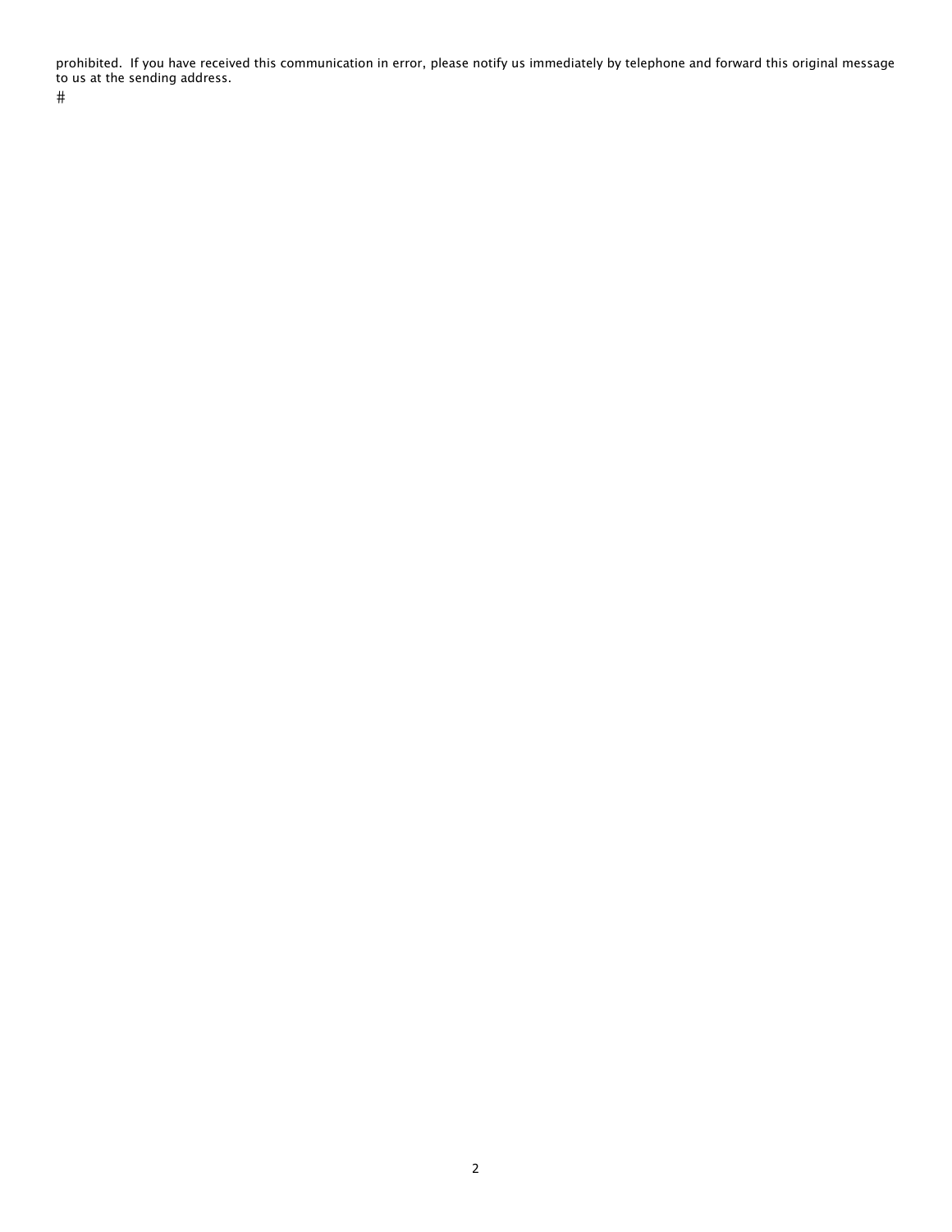prohibited.  If you have received this communication in error, please notify us immediately by telephone and forward this original message to us at the sending address.

#